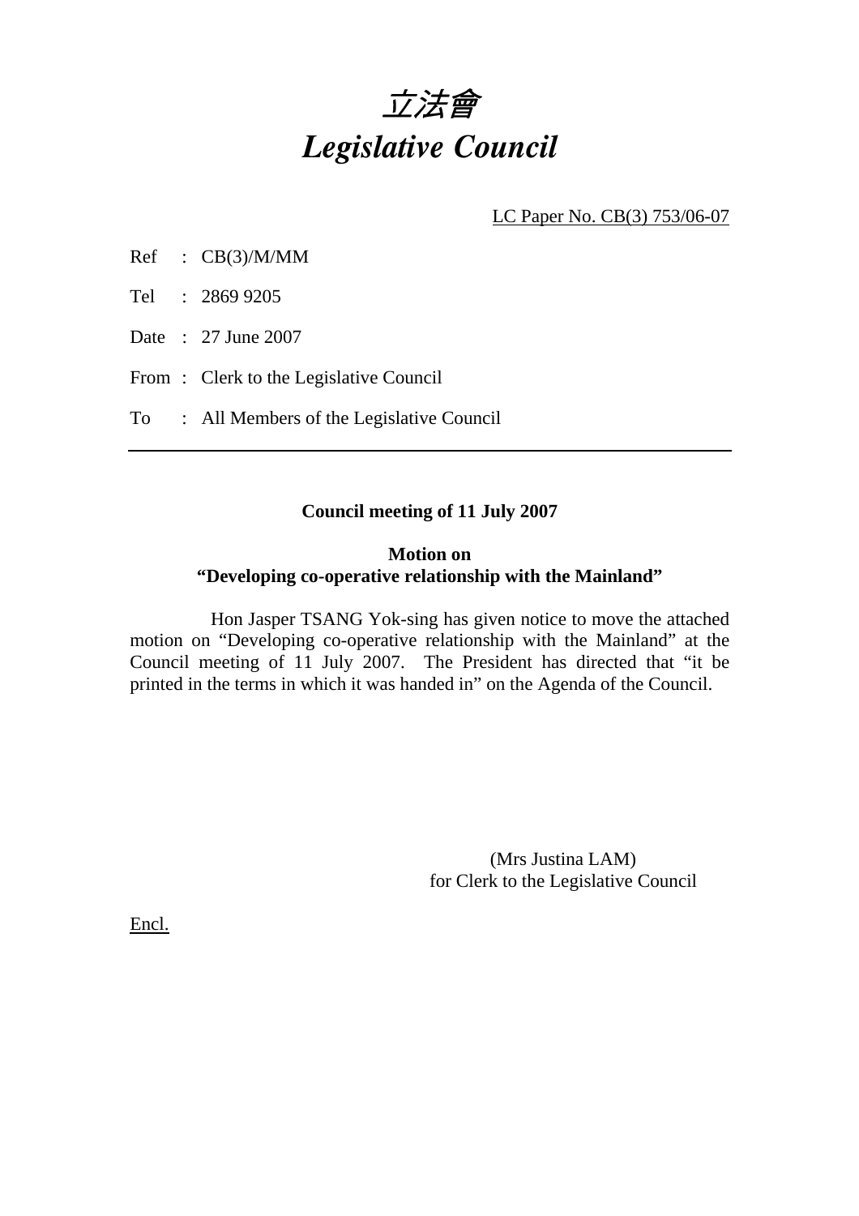# *立法會*
# *Legislative Council*

<u>LC Paper No. CB(3) 753/06-07</u>

Ref : CB(3)/M/MM

Tel : 2869 9205

Date : 27 June 2007

From : Clerk to the Legislative Council

To : All Members of the Legislative Council

---

**Council meeting of 11 July 2007**

**Motion on**
**"Developing co-operative relationship with the Mainland"**

Hon Jasper TSANG Yok-sing has given notice to move the attached motion on "Developing co-operative relationship with the Mainland" at the Council meeting of 11 July 2007. The President has directed that "it be printed in the terms in which it was handed in" on the Agenda of the Council.

(Mrs Justina LAM)
for Clerk to the Legislative Council

<u>Encl.</u>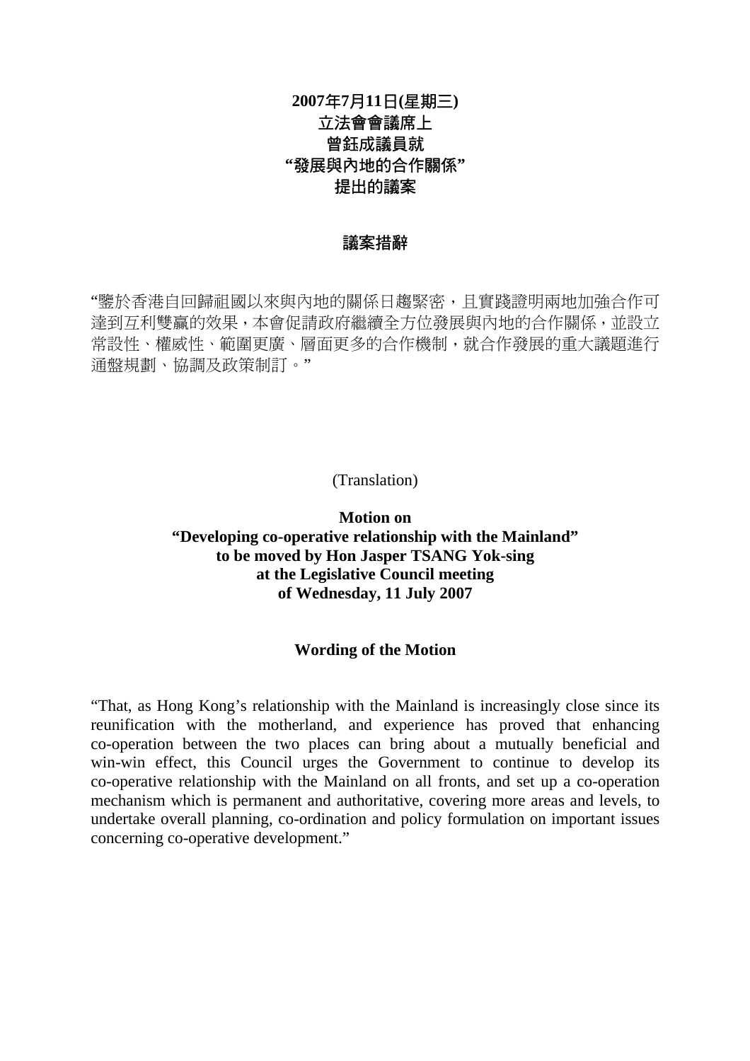**2007年7月11日(星期三)**
**立法會會議席上**
**曾鈺成議員就**
**"發展與內地的合作關係"**
**提出的議案**

**議案措辭**

"鑒於香港自回歸祖國以來與內地的關係日趨緊密，且實踐證明兩地加強合作可達到互利雙贏的效果，本會促請政府繼續全方位發展與內地的合作關係，並設立常設性、權威性、範圍更廣、層面更多的合作機制，就合作發展的重大議題進行通盤規劃、協調及政策制訂。"

(Translation)

**Motion on**
**"Developing co-operative relationship with the Mainland"**
**to be moved by Hon Jasper TSANG Yok-sing**
**at the Legislative Council meeting**
**of Wednesday, 11 July 2007**

**Wording of the Motion**

"That, as Hong Kong's relationship with the Mainland is increasingly close since its reunification with the motherland, and experience has proved that enhancing co-operation between the two places can bring about a mutually beneficial and win-win effect, this Council urges the Government to continue to develop its co-operative relationship with the Mainland on all fronts, and set up a co-operation mechanism which is permanent and authoritative, covering more areas and levels, to undertake overall planning, co-ordination and policy formulation on important issues concerning co-operative development."